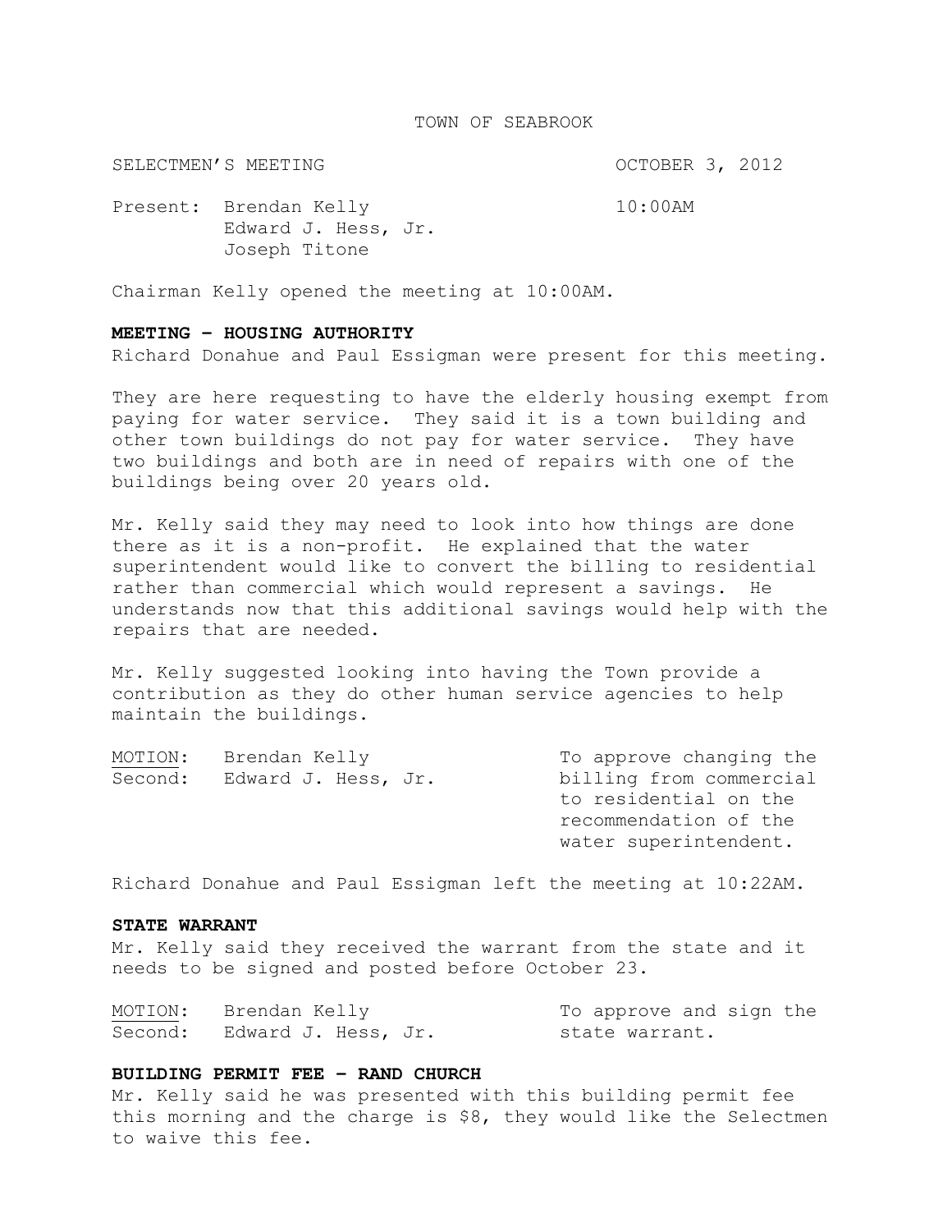TOWN OF SEABROOK

SELECTMEN'S MEETING OCTOBER 3, 2012

Present: Brendan Kelly 10:00AM
Edward J. Hess, Jr.
Joseph Titone

Chairman Kelly opened the meeting at 10:00AM.

**MEETING – HOUSING AUTHORITY**
Richard Donahue and Paul Essigman were present for this meeting.

They are here requesting to have the elderly housing exempt from paying for water service. They said it is a town building and other town buildings do not pay for water service. They have two buildings and both are in need of repairs with one of the buildings being over 20 years old.

Mr. Kelly said they may need to look into how things are done there as it is a non-profit. He explained that the water superintendent would like to convert the billing to residential rather than commercial which would represent a savings. He understands now that this additional savings would help with the repairs that are needed.

Mr. Kelly suggested looking into having the Town provide a contribution as they do other human service agencies to help maintain the buildings.

MOTION: Brendan Kelly
Second: Edward J. Hess, Jr.
To approve changing the billing from commercial to residential on the recommendation of the water superintendent.

Richard Donahue and Paul Essigman left the meeting at 10:22AM.

**STATE WARRANT**
Mr. Kelly said they received the warrant from the state and it needs to be signed and posted before October 23.

MOTION: Brendan Kelly
Second: Edward J. Hess, Jr.
To approve and sign the state warrant.

**BUILDING PERMIT FEE – RAND CHURCH**
Mr. Kelly said he was presented with this building permit fee this morning and the charge is $8, they would like the Selectmen to waive this fee.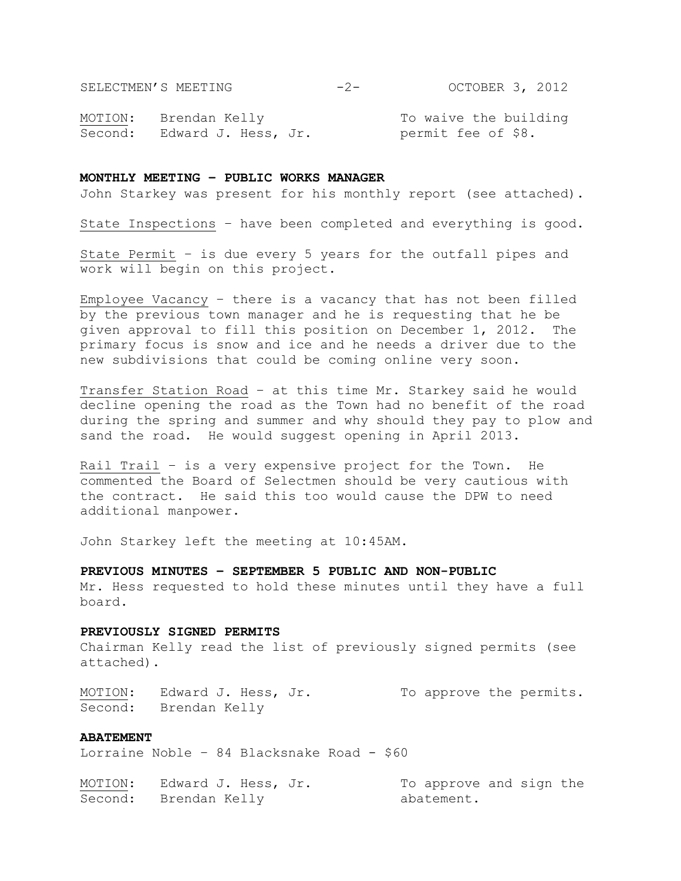| MOTION: | Brendan Kelly | To waive the building permit fee of $8. |
| --- | --- | --- |
| Second: | Edward J. Hess, Jr. | |

**MONTHLY MEETING – PUBLIC WORKS MANAGER**
John Starkey was present for his monthly report (see attached).

State Inspections – have been completed and everything is good.

State Permit – is due every 5 years for the outfall pipes and work will begin on this project.

Employee Vacancy – there is a vacancy that has not been filled by the previous town manager and he is requesting that he be given approval to fill this position on December 1, 2012. The primary focus is snow and ice and he needs a driver due to the new subdivisions that could be coming online very soon.

Transfer Station Road – at this time Mr. Starkey said he would decline opening the road as the Town had no benefit of the road during the spring and summer and why should they pay to plow and sand the road. He would suggest opening in April 2013.

Rail Trail – is a very expensive project for the Town. He commented the Board of Selectmen should be very cautious with the contract. He said this too would cause the DPW to need additional manpower.

John Starkey left the meeting at 10:45AM.

**PREVIOUS MINUTES – SEPTEMBER 5 PUBLIC AND NON-PUBLIC**
Mr. Hess requested to hold these minutes until they have a full board.

**PREVIOUSLY SIGNED PERMITS**
Chairman Kelly read the list of previously signed permits (see attached).

| MOTION: | Edward J. Hess, Jr. | To approve the permits. |
| --- | --- | --- |
| Second: | Brendan Kelly | |

**ABATEMENT**
Lorraine Noble – 84 Blacksnake Road - $60

| MOTION: | Edward J. Hess, Jr. | To approve and sign the abatement. |
| --- | --- | --- |
| Second: | Brendan Kelly | |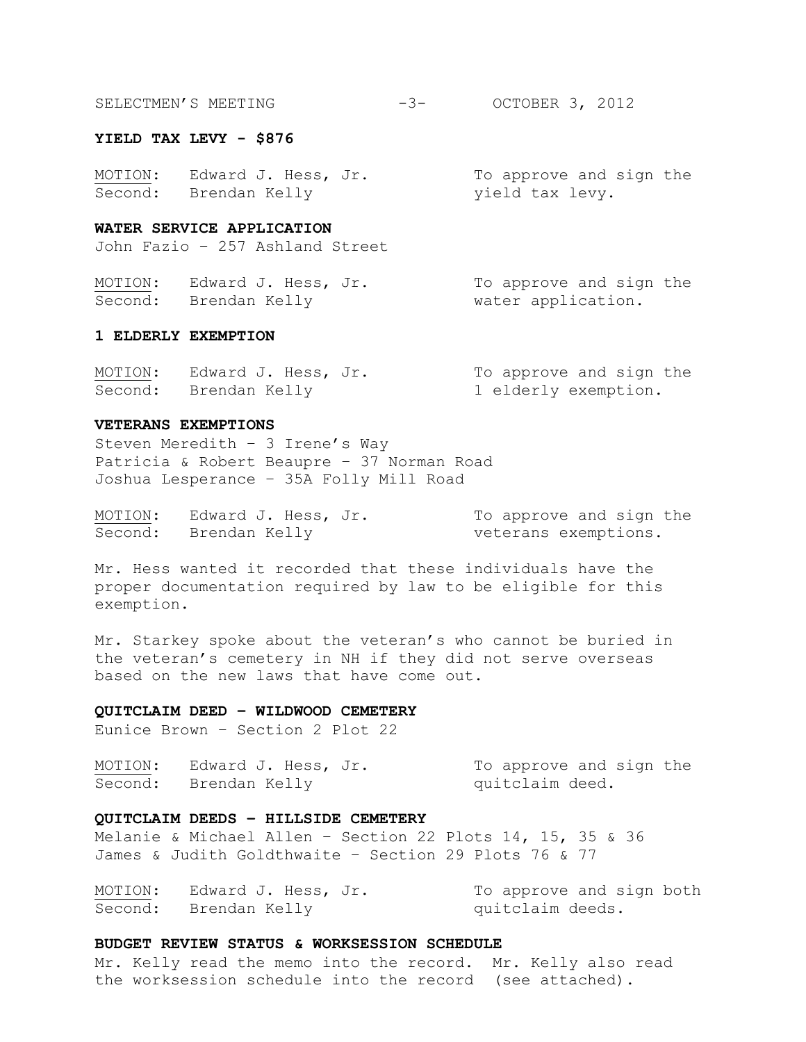**YIELD TAX LEVY - $876**

MOTION: Edward J. Hess, Jr. — To approve and sign the yield tax levy.
Second: Brendan Kelly

**WATER SERVICE APPLICATION**

John Fazio – 257 Ashland Street

MOTION: Edward J. Hess, Jr. — To approve and sign the water application.
Second: Brendan Kelly

**1 ELDERLY EXEMPTION**

MOTION: Edward J. Hess, Jr. — To approve and sign the 1 elderly exemption.
Second: Brendan Kelly

**VETERANS EXEMPTIONS**

Steven Meredith – 3 Irene's Way
Patricia & Robert Beaupre – 37 Norman Road
Joshua Lesperance – 35A Folly Mill Road

MOTION: Edward J. Hess, Jr. — To approve and sign the veterans exemptions.
Second: Brendan Kelly

Mr. Hess wanted it recorded that these individuals have the proper documentation required by law to be eligible for this exemption.

Mr. Starkey spoke about the veteran's who cannot be buried in the veteran's cemetery in NH if they did not serve overseas based on the new laws that have come out.

**QUITCLAIM DEED – WILDWOOD CEMETERY**

Eunice Brown – Section 2 Plot 22

MOTION: Edward J. Hess, Jr. — To approve and sign the quitclaim deed.
Second: Brendan Kelly

**QUITCLAIM DEEDS – HILLSIDE CEMETERY**

Melanie & Michael Allen – Section 22 Plots 14, 15, 35 & 36
James & Judith Goldthwaite – Section 29 Plots 76 & 77

MOTION: Edward J. Hess, Jr. — To approve and sign both quitclaim deeds.
Second: Brendan Kelly

**BUDGET REVIEW STATUS & WORKSESSION SCHEDULE**

Mr. Kelly read the memo into the record. Mr. Kelly also read the worksession schedule into the record (see attached).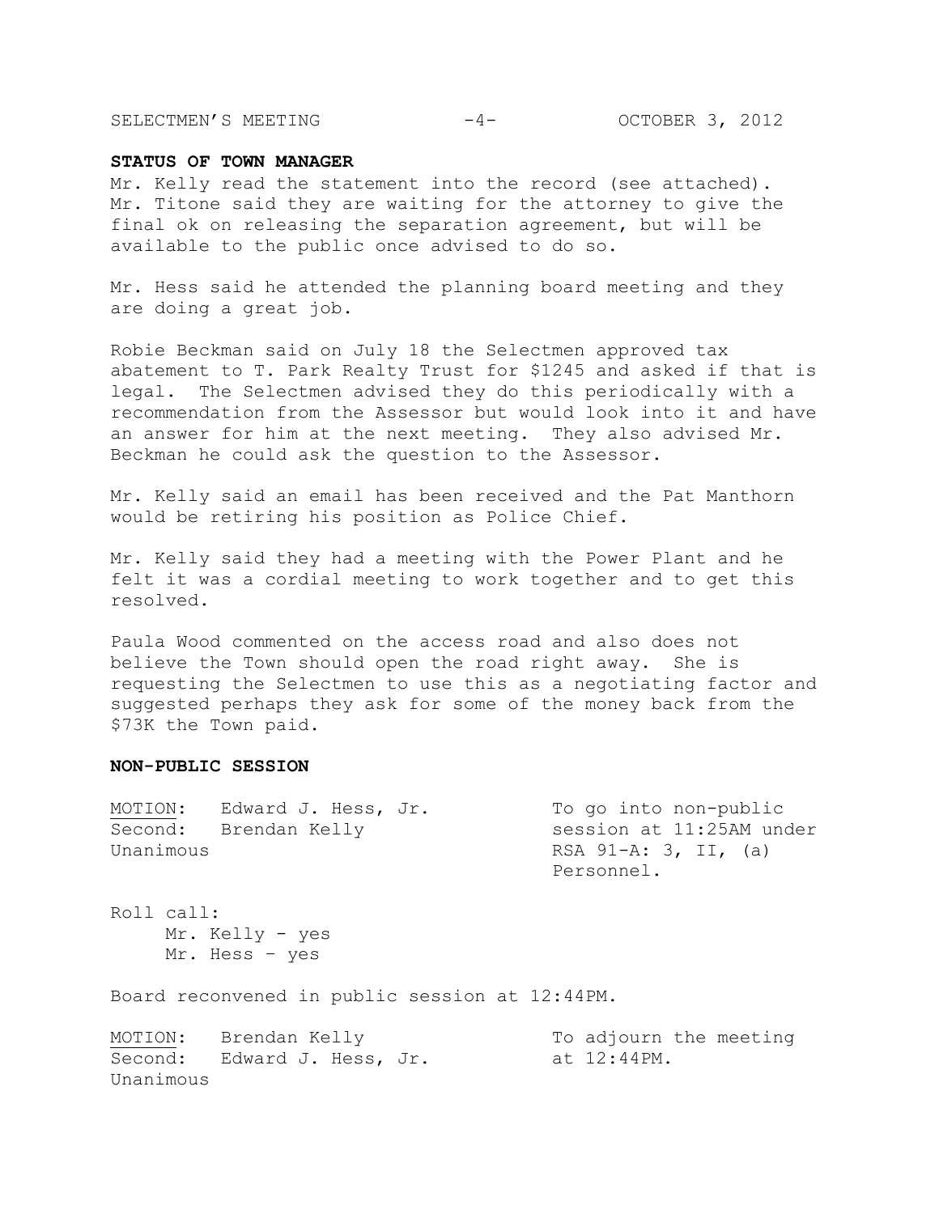### STATUS OF TOWN MANAGER

Mr. Kelly read the statement into the record (see attached). Mr. Titone said they are waiting for the attorney to give the final ok on releasing the separation agreement, but will be available to the public once advised to do so.

Mr. Hess said he attended the planning board meeting and they are doing a great job.

Robie Beckman said on July 18 the Selectmen approved tax abatement to T. Park Realty Trust for $1245 and asked if that is legal. The Selectmen advised they do this periodically with a recommendation from the Assessor but would look into it and have an answer for him at the next meeting. They also advised Mr. Beckman he could ask the question to the Assessor.

Mr. Kelly said an email has been received and the Pat Manthorn would be retiring his position as Police Chief.

Mr. Kelly said they had a meeting with the Power Plant and he felt it was a cordial meeting to work together and to get this resolved.

Paula Wood commented on the access road and also does not believe the Town should open the road right away. She is requesting the Selectmen to use this as a negotiating factor and suggested perhaps they ask for some of the money back from the $73K the Town paid.

### NON-PUBLIC SESSION

MOTION: Edward J. Hess, Jr. — To go into non-public session at 11:25AM under RSA 91-A: 3, II, (a) Personnel.
Second: Brendan Kelly
Unanimous

Roll call:
- Mr. Kelly - yes
- Mr. Hess – yes

Board reconvened in public session at 12:44PM.

MOTION: Brendan Kelly — To adjourn the meeting at 12:44PM.
Second: Edward J. Hess, Jr.
Unanimous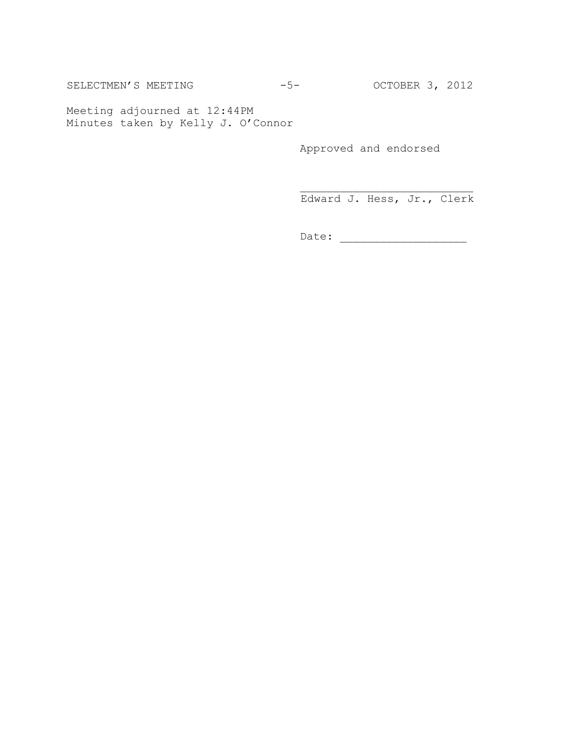Meeting adjourned at 12:44PM
Minutes taken by Kelly J. O'Connor

Approved and endorsed

\_\_\_\_\_\_\_\_\_\_\_\_\_\_\_\_\_\_\_\_\_\_\_\_\_\_
Edward J. Hess, Jr., Clerk

Date: \_\_\_\_\_\_\_\_\_\_\_\_\_\_\_\_\_\_\_